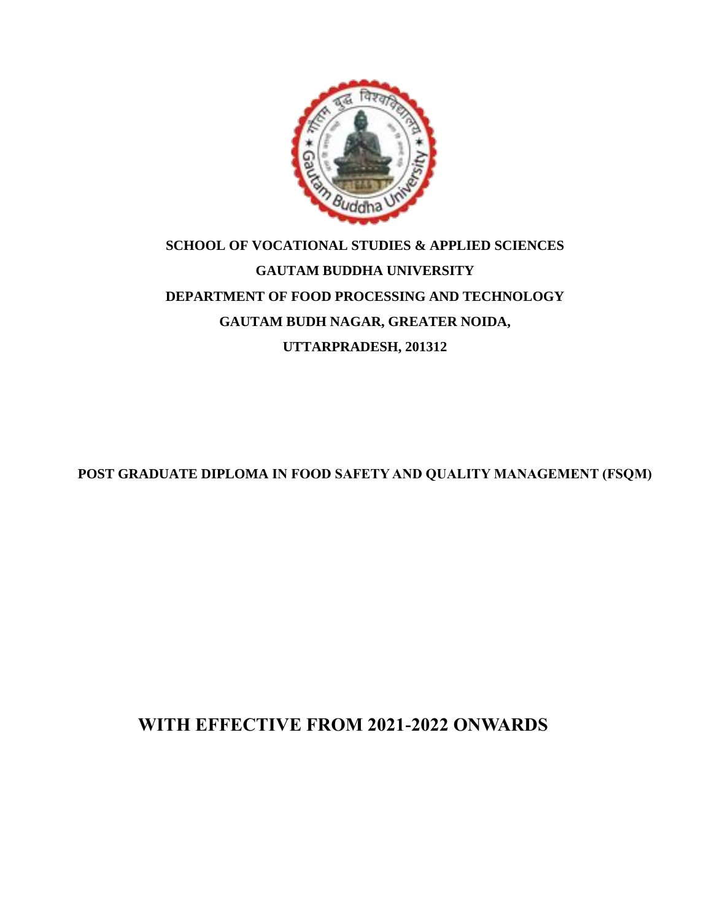**SCHOOL OF VOCATIONAL STUDIES & APPLIED SCIENCES**

**GAUTAM BUDDHA UNIVERSITY**

**DEPARTMENT OF FOOD PROCESSING AND TECHNOLOGY**

**GAUTAM BUDH NAGAR, GREATER NOIDA,**

**UTTARPRADESH, 201312**

# POST GRADUATE DIPLOMA IN FOOD SAFETY AND QUALITY MANAGEMENT (FSQM)

## WITH EFFECTIVE FROM 2021-2022 ONWARDS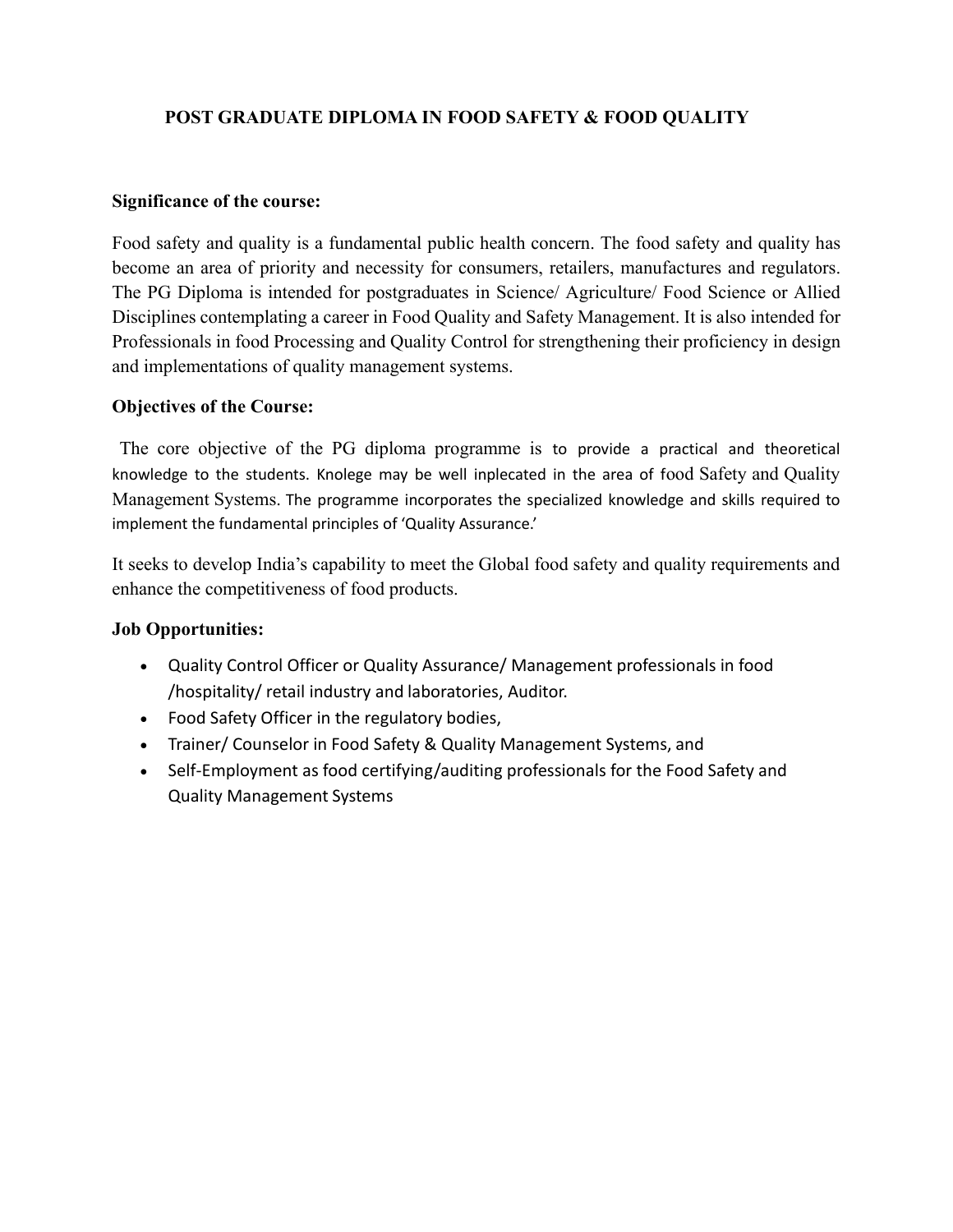# POST GRADUATE DIPLOMA IN FOOD SAFETY & FOOD QUALITY

**Significance of the course:**

Food safety and quality is a fundamental public health concern. The food safety and quality has become an area of priority and necessity for consumers, retailers, manufactures and regulators. The PG Diploma is intended for postgraduates in Science/ Agriculture/ Food Science or Allied Disciplines contemplating a career in Food Quality and Safety Management. It is also intended for Professionals in food Processing and Quality Control for strengthening their proficiency in design and implementations of quality management systems.

**Objectives of the Course:**

The core objective of the PG diploma programme is to provide a practical and theoretical knowledge to the students. Knolege may be well inplecated in the area of food Safety and Quality Management Systems. The programme incorporates the specialized knowledge and skills required to implement the fundamental principles of 'Quality Assurance.'

It seeks to develop India's capability to meet the Global food safety and quality requirements and enhance the competitiveness of food products.

**Job Opportunities:**

- Quality Control Officer or Quality Assurance/ Management professionals in food /hospitality/ retail industry and laboratories, Auditor.
- Food Safety Officer in the regulatory bodies,
- Trainer/ Counselor in Food Safety & Quality Management Systems, and
- Self-Employment as food certifying/auditing professionals for the Food Safety and Quality Management Systems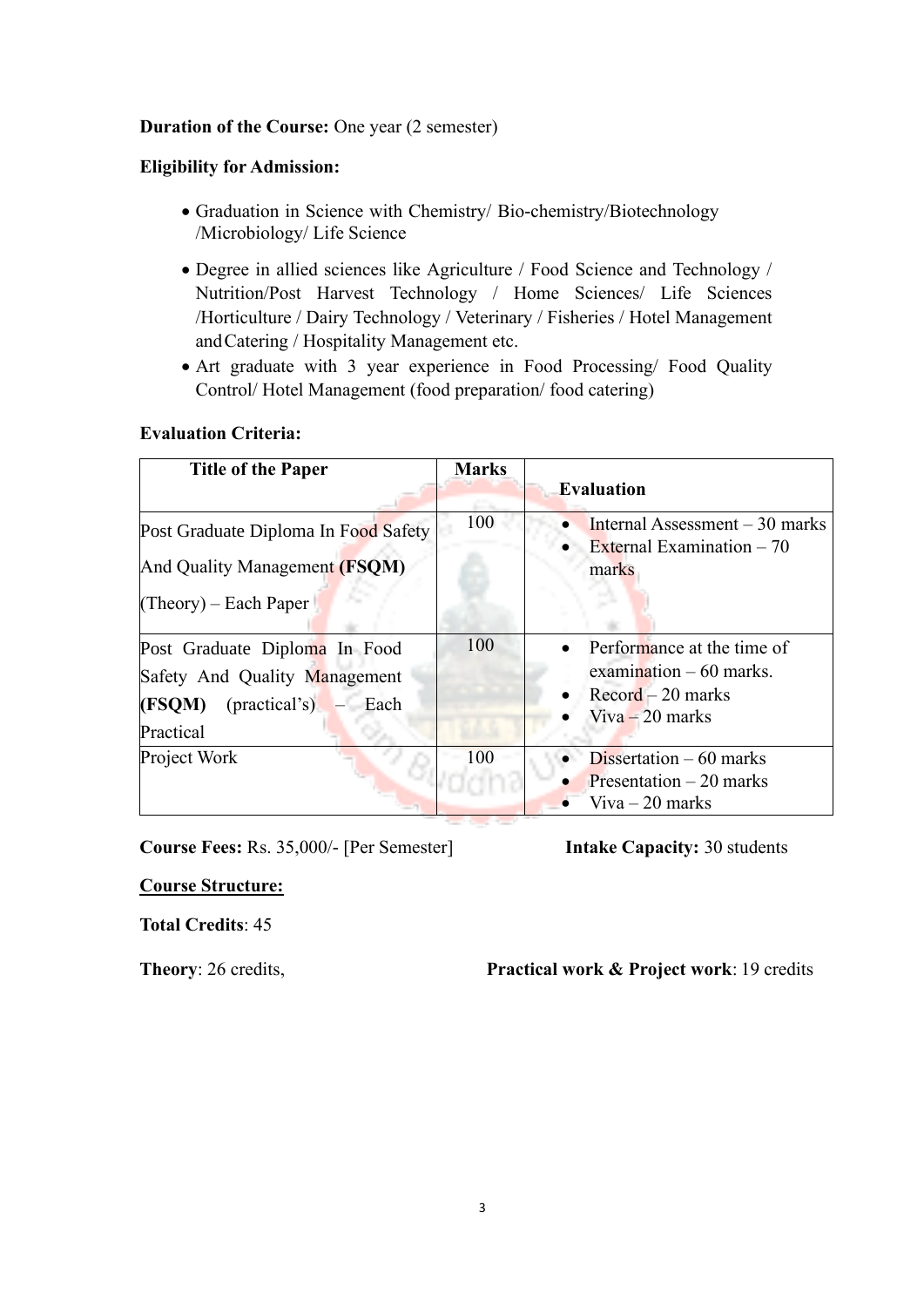**Duration of the Course:** One year (2 semester)

**Eligibility for Admission:**

- Graduation in Science with Chemistry/ Bio-chemistry/Biotechnology /Microbiology/ Life Science
- Degree in allied sciences like Agriculture / Food Science and Technology / Nutrition/Post Harvest Technology / Home Sciences/ Life Sciences /Horticulture / Dairy Technology / Veterinary / Fisheries / Hotel Management and Catering / Hospitality Management etc.
- Art graduate with 3 year experience in Food Processing/ Food Quality Control/ Hotel Management (food preparation/ food catering)

**Evaluation Criteria:**

| Title of the Paper | Marks | Evaluation |
|---|---|---|
| Post Graduate Diploma In Food Safety And Quality Management **(FSQM)** (Theory) – Each Paper | 100 | • Internal Assessment – 30 marks<br>• External Examination – 70 marks |
| Post Graduate Diploma In Food Safety And Quality Management **(FSQM)** (practical's) – Each Practical | 100 | • Performance at the time of examination – 60 marks.<br>• Record – 20 marks<br>• Viva – 20 marks |
| Project Work | 100 | • Dissertation – 60 marks<br>• Presentation – 20 marks<br>• Viva – 20 marks |

**Course Fees:** Rs. 35,000/- [Per Semester]

**Intake Capacity:** 30 students

**<u>Course Structure:</u>**

**Total Credits**: 45

**Theory**: 26 credits,

**Practical work & Project work**: 19 credits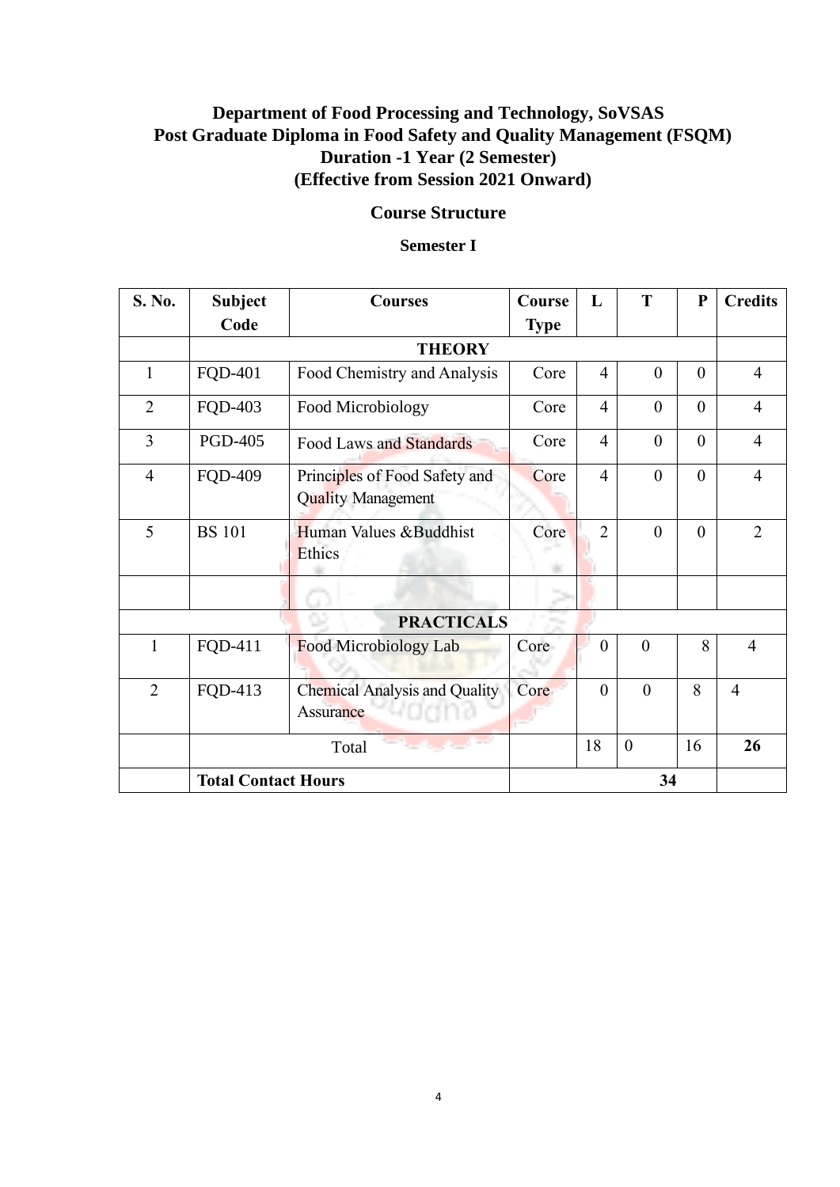# Department of Food Processing and Technology, SoVSAS
# Post Graduate Diploma in Food Safety and Quality Management (FSQM)
## Duration -1 Year (2 Semester)
## (Effective from Session 2021 Onward)

### Course Structure

### Semester I

| S. No. | Subject Code | Courses | Course Type | L | T | P | Credits |
|---|---|---|---|---|---|---|---|
| | **THEORY** | | | | | | |
| 1 | FQD-401 | Food Chemistry and Analysis | Core | 4 | 0 | 0 | 4 |
| 2 | FQD-403 | Food Microbiology | Core | 4 | 0 | 0 | 4 |
| 3 | PGD-405 | Food Laws and Standards | Core | 4 | 0 | 0 | 4 |
| 4 | FQD-409 | Principles of Food Safety and Quality Management | Core | 4 | 0 | 0 | 4 |
| 5 | BS 101 | Human Values &Buddhist Ethics | Core | 2 | 0 | 0 | 2 |
| | | | | | | | |
| **PRACTICALS** | | | | | | | |
| 1 | FQD-411 | Food Microbiology Lab | Core | 0 | 0 | 8 | 4 |
| 2 | FQD-413 | Chemical Analysis and Quality Assurance | Core | 0 | 0 | 8 | 4 |
| | Total | | | 18 | 0 | 16 | **26** |
| | **Total Contact Hours** | | **34** | | | | |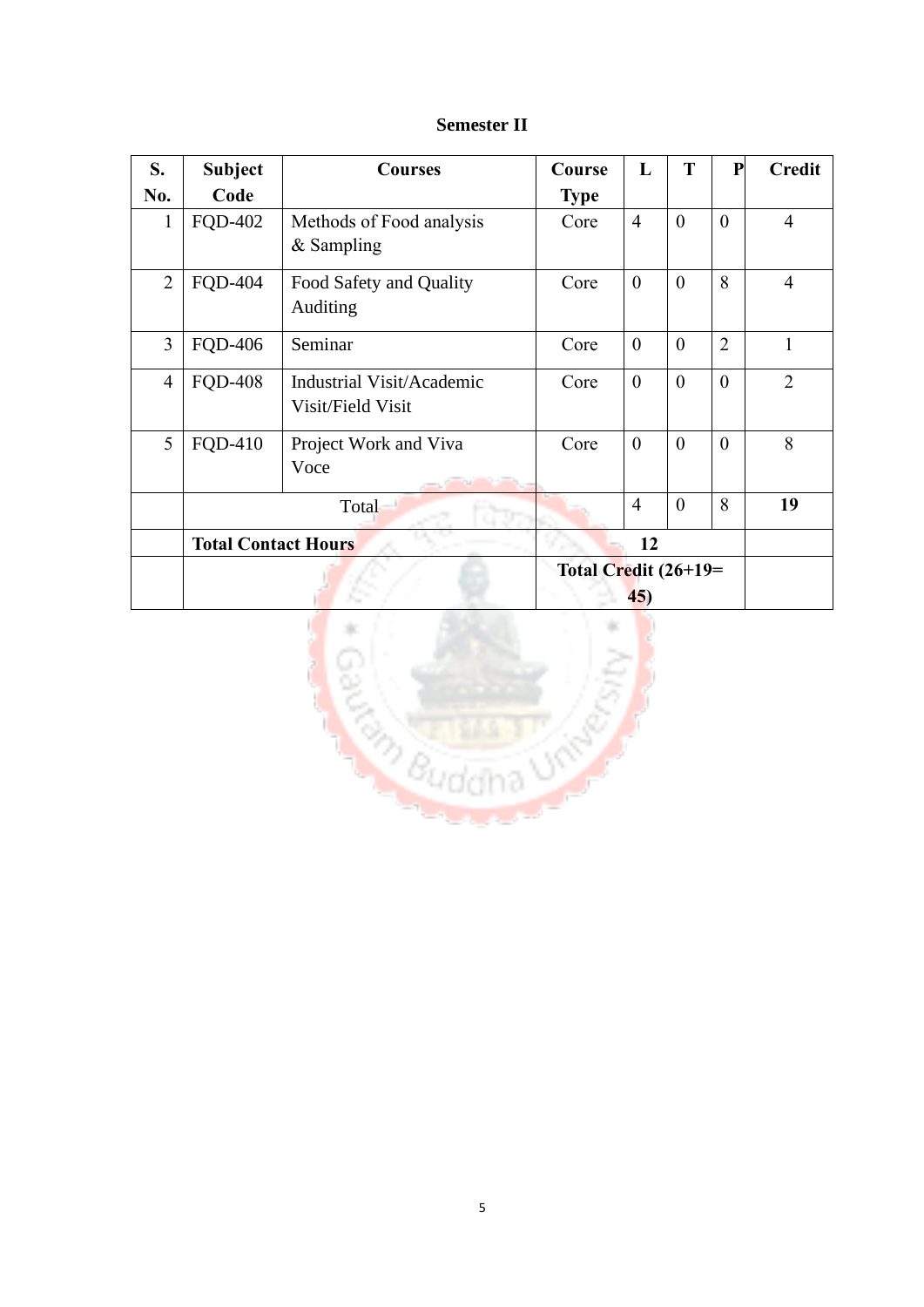**Semester II**

| S. No. | Subject Code | Courses | Course Type | L | T | P | Credit |
|---|---|---|---|---|---|---|---|
| 1 | FQD-402 | Methods of Food analysis & Sampling | Core | 4 | 0 | 0 | 4 |
| 2 | FQD-404 | Food Safety and Quality Auditing | Core | 0 | 0 | 8 | 4 |
| 3 | FQD-406 | Seminar | Core | 0 | 0 | 2 | 1 |
| 4 | FQD-408 | Industrial Visit/Academic Visit/Field Visit | Core | 0 | 0 | 0 | 2 |
| 5 | FQD-410 | Project Work and Viva Voce | Core | 0 | 0 | 0 | 8 |
| | Total | | | 4 | 0 | 8 | **19** |
| | **Total Contact Hours** | | **12** | | | | |
| | | | **Total Credit (26+19= 45)** | | | | |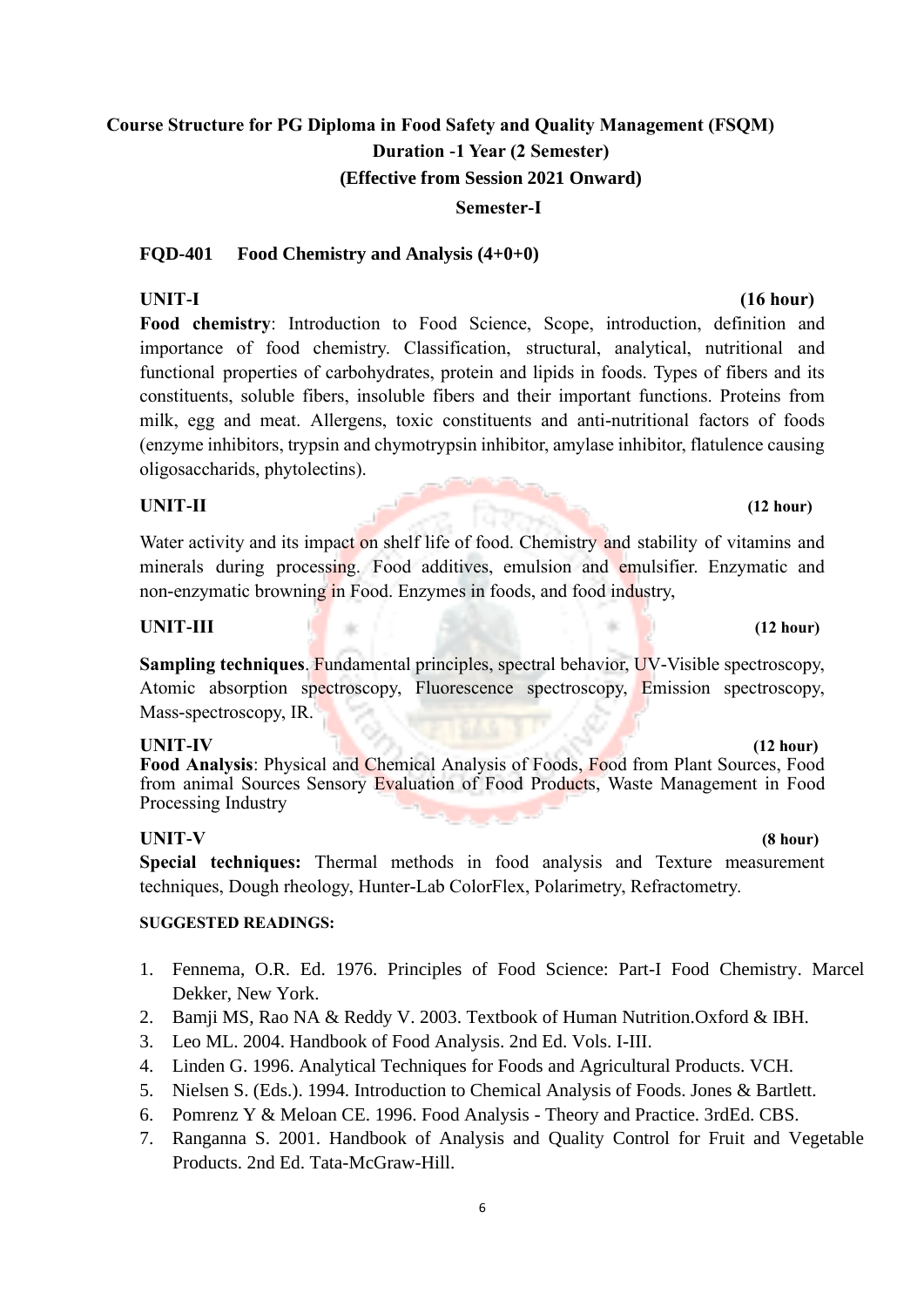# Course Structure for PG Diploma in Food Safety and Quality Management (FSQM)

## Duration -1 Year (2 Semester)

## (Effective from Session 2021 Onward)

## Semester-I

### FQD-401 Food Chemistry and Analysis (4+0+0)

**UNIT-I** **(16 hour)**

**Food chemistry**: Introduction to Food Science, Scope, introduction, definition and importance of food chemistry. Classification, structural, analytical, nutritional and functional properties of carbohydrates, protein and lipids in foods. Types of fibers and its constituents, soluble fibers, insoluble fibers and their important functions. Proteins from milk, egg and meat. Allergens, toxic constituents and anti-nutritional factors of foods (enzyme inhibitors, trypsin and chymotrypsin inhibitor, amylase inhibitor, flatulence causing oligosaccharids, phytolectins).

**UNIT-II** **(12 hour)**

Water activity and its impact on shelf life of food. Chemistry and stability of vitamins and minerals during processing. Food additives, emulsion and emulsifier. Enzymatic and non-enzymatic browning in Food. Enzymes in foods, and food industry,

**UNIT-III** **(12 hour)**

**Sampling techniques**. Fundamental principles, spectral behavior, UV-Visible spectroscopy, Atomic absorption spectroscopy, Fluorescence spectroscopy, Emission spectroscopy, Mass-spectroscopy, IR.

**UNIT-IV** **(12 hour)**

**Food Analysis**: Physical and Chemical Analysis of Foods, Food from Plant Sources, Food from animal Sources Sensory Evaluation of Food Products, Waste Management in Food Processing Industry

**UNIT-V** **(8 hour)**

**Special techniques:** Thermal methods in food analysis and Texture measurement techniques, Dough rheology, Hunter-Lab ColorFlex, Polarimetry, Refractometry.

**SUGGESTED READINGS:**

1. Fennema, O.R. Ed. 1976. Principles of Food Science: Part-I Food Chemistry. Marcel Dekker, New York.
2. Bamji MS, Rao NA & Reddy V. 2003. Textbook of Human Nutrition.Oxford & IBH.
3. Leo ML. 2004. Handbook of Food Analysis. 2nd Ed. Vols. I-III.
4. Linden G. 1996. Analytical Techniques for Foods and Agricultural Products. VCH.
5. Nielsen S. (Eds.). 1994. Introduction to Chemical Analysis of Foods. Jones & Bartlett.
6. Pomrenz Y & Meloan CE. 1996. Food Analysis - Theory and Practice. 3rdEd. CBS.
7. Ranganna S. 2001. Handbook of Analysis and Quality Control for Fruit and Vegetable Products. 2nd Ed. Tata-McGraw-Hill.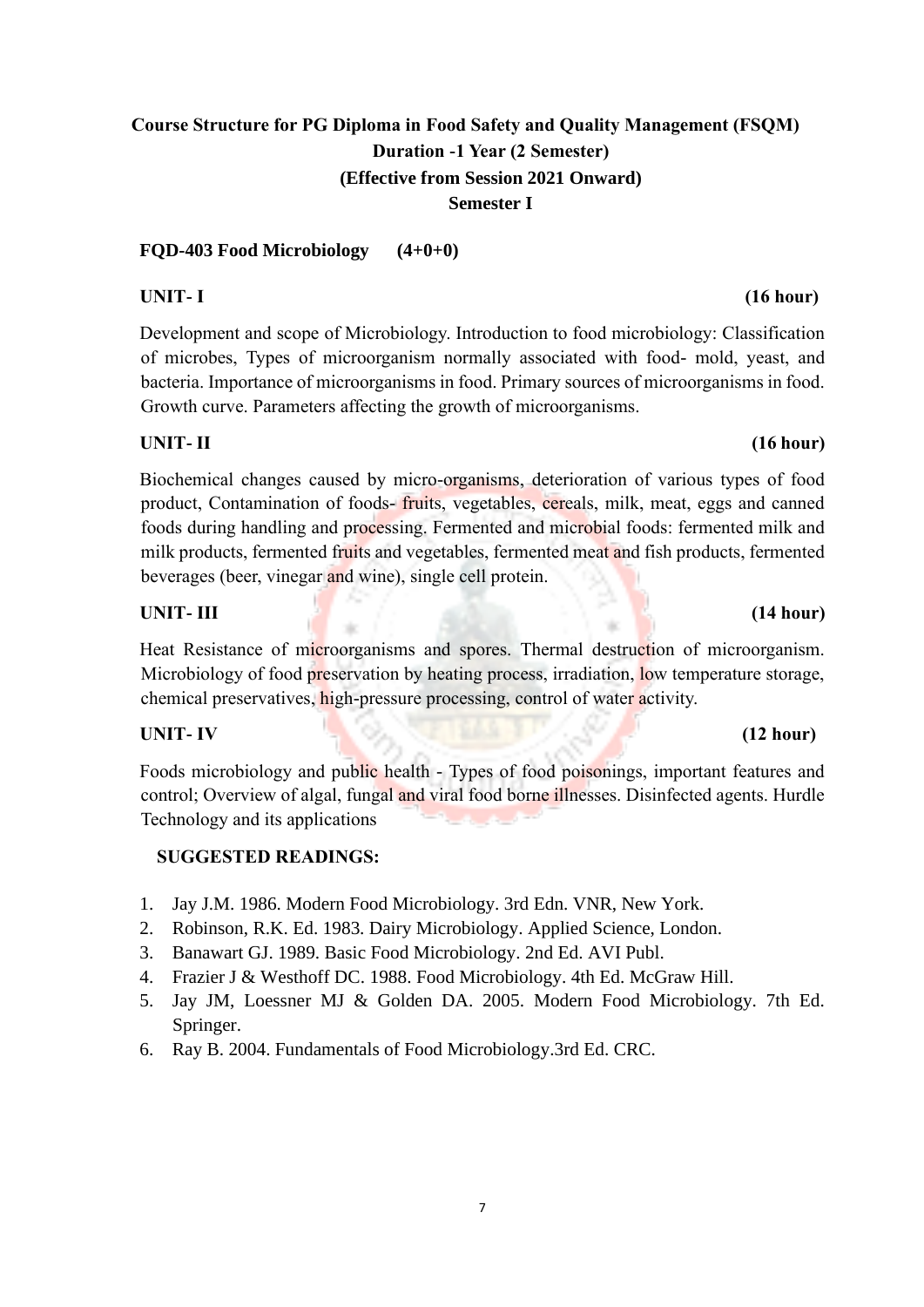# Course Structure for PG Diploma in Food Safety and Quality Management (FSQM)

## Duration -1 Year (2 Semester)

## (Effective from Session 2021 Onward)

## Semester I

**FQD-403 Food Microbiology (4+0+0)**

**UNIT- I (16 hour)**

Development and scope of Microbiology. Introduction to food microbiology: Classification of microbes, Types of microorganism normally associated with food- mold, yeast, and bacteria. Importance of microorganisms in food. Primary sources of microorganisms in food. Growth curve. Parameters affecting the growth of microorganisms.

**UNIT- II (16 hour)**

Biochemical changes caused by micro-organisms, deterioration of various types of food product, Contamination of foods- fruits, vegetables, cereals, milk, meat, eggs and canned foods during handling and processing. Fermented and microbial foods: fermented milk and milk products, fermented fruits and vegetables, fermented meat and fish products, fermented beverages (beer, vinegar and wine), single cell protein.

**UNIT- III (14 hour)**

Heat Resistance of microorganisms and spores. Thermal destruction of microorganism. Microbiology of food preservation by heating process, irradiation, low temperature storage, chemical preservatives, high-pressure processing, control of water activity.

**UNIT- IV (12 hour)**

Foods microbiology and public health - Types of food poisonings, important features and control; Overview of algal, fungal and viral food borne illnesses. Disinfected agents. Hurdle Technology and its applications

**SUGGESTED READINGS:**

1. Jay J.M. 1986. Modern Food Microbiology. 3rd Edn. VNR, New York.
2. Robinson, R.K. Ed. 1983. Dairy Microbiology. Applied Science, London.
3. Banawart GJ. 1989. Basic Food Microbiology. 2nd Ed. AVI Publ.
4. Frazier J & Westhoff DC. 1988. Food Microbiology. 4th Ed. McGraw Hill.
5. Jay JM, Loessner MJ & Golden DA. 2005. Modern Food Microbiology. 7th Ed. Springer.
6. Ray B. 2004. Fundamentals of Food Microbiology.3rd Ed. CRC.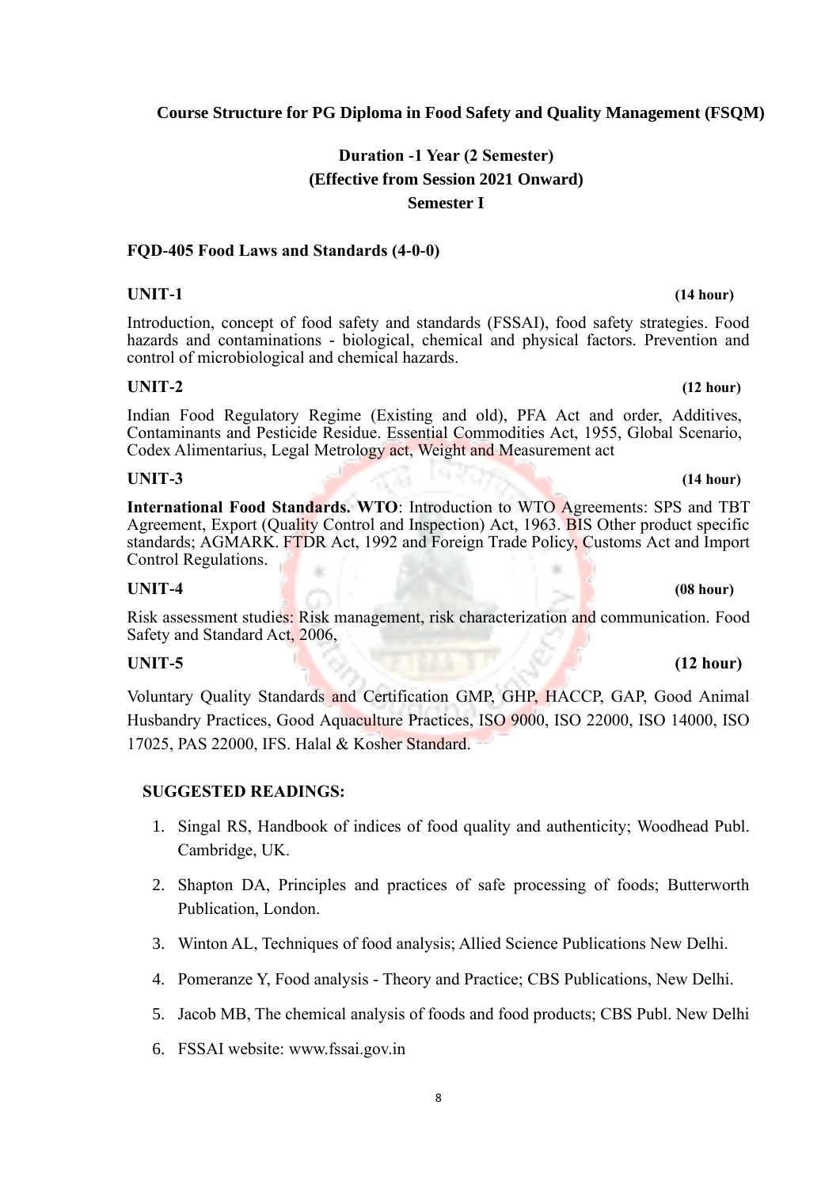**Course Structure for PG Diploma in Food Safety and Quality Management (FSQM)**

**Duration -1 Year (2 Semester)**
**(Effective from Session 2021 Onward)**
**Semester I**

**FQD-405 Food Laws and Standards (4-0-0)**

**UNIT-1** **(14 hour)**

Introduction, concept of food safety and standards (FSSAI), food safety strategies. Food hazards and contaminations - biological, chemical and physical factors. Prevention and control of microbiological and chemical hazards.

**UNIT-2** **(12 hour)**

Indian Food Regulatory Regime (Existing and old), PFA Act and order, Additives, Contaminants and Pesticide Residue. Essential Commodities Act, 1955, Global Scenario, Codex Alimentarius, Legal Metrology act, Weight and Measurement act

**UNIT-3** **(14 hour)**

**International Food Standards. WTO**: Introduction to WTO Agreements: SPS and TBT Agreement, Export (Quality Control and Inspection) Act, 1963. BIS Other product specific standards; AGMARK. FTDR Act, 1992 and Foreign Trade Policy, Customs Act and Import Control Regulations.

**UNIT-4** **(08 hour)**

Risk assessment studies: Risk management, risk characterization and communication. Food Safety and Standard Act, 2006,

**UNIT-5** **(12 hour)**

Voluntary Quality Standards and Certification GMP, GHP, HACCP, GAP, Good Animal Husbandry Practices, Good Aquaculture Practices, ISO 9000, ISO 22000, ISO 14000, ISO 17025, PAS 22000, IFS. Halal & Kosher Standard.

**SUGGESTED READINGS:**

1. Singal RS, Handbook of indices of food quality and authenticity; Woodhead Publ. Cambridge, UK.
2. Shapton DA, Principles and practices of safe processing of foods; Butterworth Publication, London.
3. Winton AL, Techniques of food analysis; Allied Science Publications New Delhi.
4. Pomeranze Y, Food analysis - Theory and Practice; CBS Publications, New Delhi.
5. Jacob MB, The chemical analysis of foods and food products; CBS Publ. New Delhi
6. FSSAI website: www.fssai.gov.in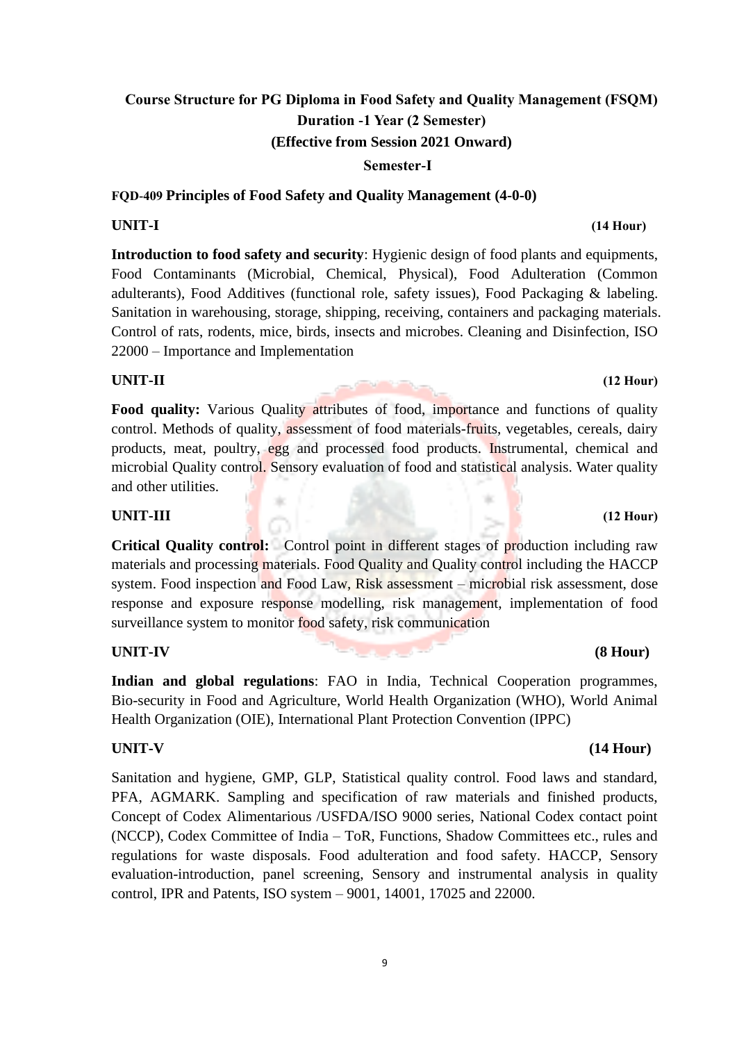# Course Structure for PG Diploma in Food Safety and Quality Management (FSQM)

## Duration -1 Year (2 Semester)

## (Effective from Session 2021 Onward)

### Semester-I

### FQD-409 Principles of Food Safety and Quality Management (4-0-0)

**UNIT-I** **(14 Hour)**

**Introduction to food safety and security**: Hygienic design of food plants and equipments, Food Contaminants (Microbial, Chemical, Physical), Food Adulteration (Common adulterants), Food Additives (functional role, safety issues), Food Packaging & labeling. Sanitation in warehousing, storage, shipping, receiving, containers and packaging materials. Control of rats, rodents, mice, birds, insects and microbes. Cleaning and Disinfection, ISO 22000 – Importance and Implementation

**UNIT-II** **(12 Hour)**

**Food quality:** Various Quality attributes of food, importance and functions of quality control. Methods of quality, assessment of food materials-fruits, vegetables, cereals, dairy products, meat, poultry, egg and processed food products. Instrumental, chemical and microbial Quality control. Sensory evaluation of food and statistical analysis. Water quality and other utilities.

**UNIT-III** **(12 Hour)**

**Critical Quality control:** Control point in different stages of production including raw materials and processing materials. Food Quality and Quality control including the HACCP system. Food inspection and Food Law, Risk assessment – microbial risk assessment, dose response and exposure response modelling, risk management, implementation of food surveillance system to monitor food safety, risk communication

**UNIT-IV** **(8 Hour)**

**Indian and global regulations**: FAO in India, Technical Cooperation programmes, Bio-security in Food and Agriculture, World Health Organization (WHO), World Animal Health Organization (OIE), International Plant Protection Convention (IPPC)

**UNIT-V** **(14 Hour)**

Sanitation and hygiene, GMP, GLP, Statistical quality control. Food laws and standard, PFA, AGMARK. Sampling and specification of raw materials and finished products, Concept of Codex Alimentarious /USFDA/ISO 9000 series, National Codex contact point (NCCP), Codex Committee of India – ToR, Functions, Shadow Committees etc., rules and regulations for waste disposals. Food adulteration and food safety. HACCP, Sensory evaluation-introduction, panel screening, Sensory and instrumental analysis in quality control, IPR and Patents, ISO system – 9001, 14001, 17025 and 22000.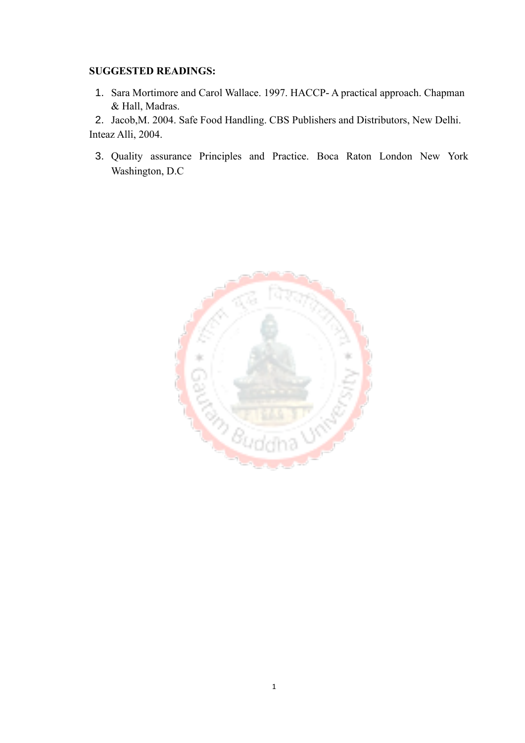**SUGGESTED READINGS:**

1. Sara Mortimore and Carol Wallace. 1997. HACCP- A practical approach. Chapman & Hall, Madras.
2. Jacob,M. 2004. Safe Food Handling. CBS Publishers and Distributors, New Delhi. Inteaz Alli, 2004.
3. Quality assurance Principles and Practice. Boca Raton London New York Washington, D.C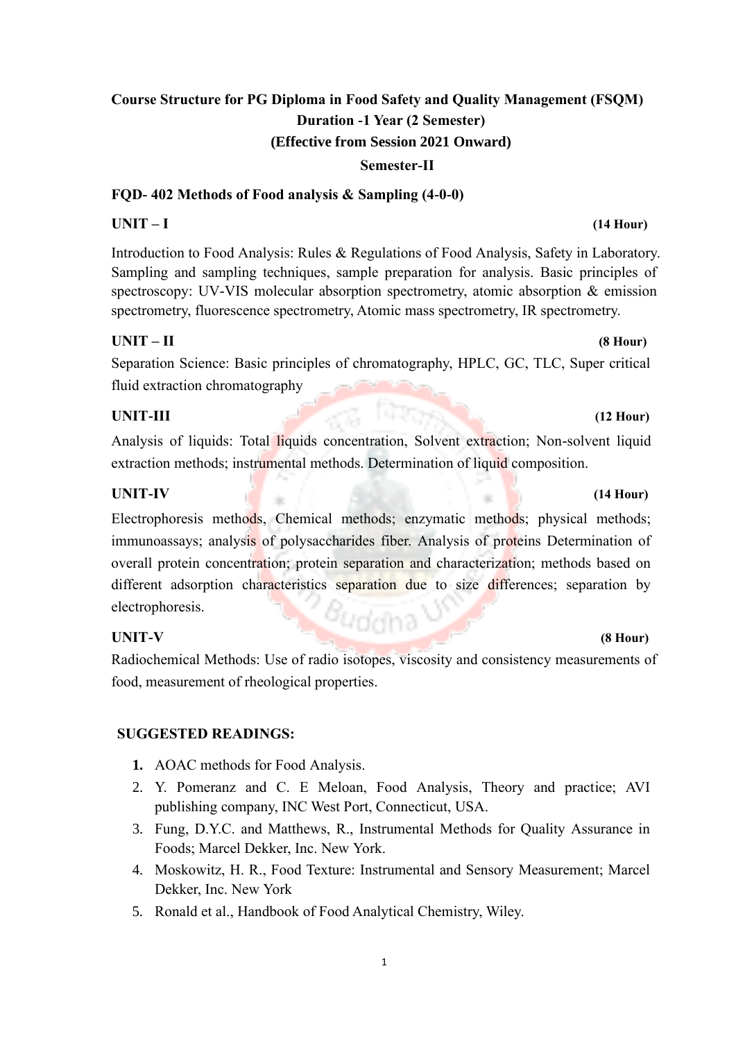**Course Structure for PG Diploma in Food Safety and Quality Management (FSQM)**
**Duration -1 Year (2 Semester)**
**(Effective from Session 2021 Onward)**
**Semester-II**

**FQD- 402 Methods of Food analysis & Sampling (4-0-0)**

**UNIT – I** **(14 Hour)**

Introduction to Food Analysis: Rules & Regulations of Food Analysis, Safety in Laboratory. Sampling and sampling techniques, sample preparation for analysis. Basic principles of spectroscopy: UV-VIS molecular absorption spectrometry, atomic absorption & emission spectrometry, fluorescence spectrometry, Atomic mass spectrometry, IR spectrometry.

**UNIT – II** **(8 Hour)**

Separation Science: Basic principles of chromatography, HPLC, GC, TLC, Super critical fluid extraction chromatography

**UNIT-III** **(12 Hour)**

Analysis of liquids: Total liquids concentration, Solvent extraction; Non-solvent liquid extraction methods; instrumental methods. Determination of liquid composition.

**UNIT-IV** **(14 Hour)**

Electrophoresis methods, Chemical methods; enzymatic methods; physical methods; immunoassays; analysis of polysaccharides fiber. Analysis of proteins Determination of overall protein concentration; protein separation and characterization; methods based on different adsorption characteristics separation due to size differences; separation by electrophoresis.

**UNIT-V** **(8 Hour)**

Radiochemical Methods: Use of radio isotopes, viscosity and consistency measurements of food, measurement of rheological properties.

**SUGGESTED READINGS:**

1. AOAC methods for Food Analysis.
2. Y. Pomeranz and C. E Meloan, Food Analysis, Theory and practice; AVI publishing company, INC West Port, Connecticut, USA.
3. Fung, D.Y.C. and Matthews, R., Instrumental Methods for Quality Assurance in Foods; Marcel Dekker, Inc. New York.
4. Moskowitz, H. R., Food Texture: Instrumental and Sensory Measurement; Marcel Dekker, Inc. New York
5. Ronald et al., Handbook of Food Analytical Chemistry, Wiley.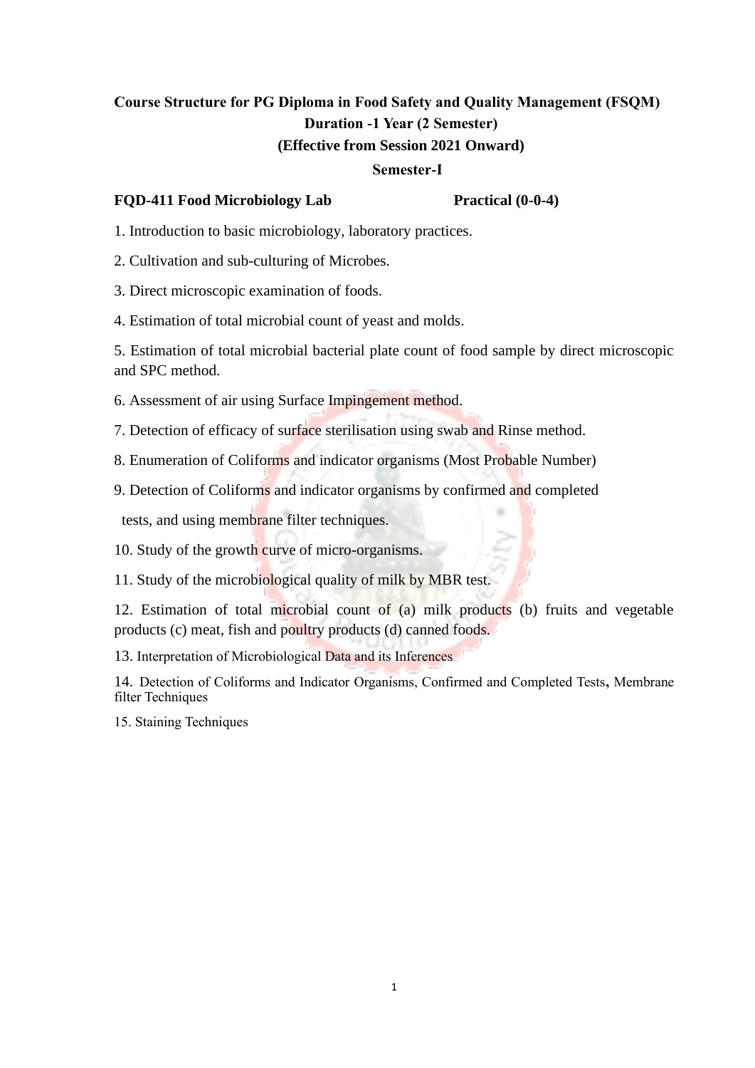**Course Structure for PG Diploma in Food Safety and Quality Management (FSQM)**
**Duration -1 Year (2 Semester)**
**(Effective from Session 2021 Onward)**

**Semester-I**

**FQD-411 Food Microbiology Lab** **Practical (0-0-4)**

1. Introduction to basic microbiology, laboratory practices.

2. Cultivation and sub-culturing of Microbes.

3. Direct microscopic examination of foods.

4. Estimation of total microbial count of yeast and molds.

5. Estimation of total microbial bacterial plate count of food sample by direct microscopic and SPC method.

6. Assessment of air using Surface Impingement method.

7. Detection of efficacy of surface sterilisation using swab and Rinse method.

8. Enumeration of Coliforms and indicator organisms (Most Probable Number)

9. Detection of Coliforms and indicator organisms by confirmed and completed tests, and using membrane filter techniques.

10. Study of the growth curve of micro-organisms.

11. Study of the microbiological quality of milk by MBR test.

12. Estimation of total microbial count of (a) milk products (b) fruits and vegetable products (c) meat, fish and poultry products (d) canned foods.

13. Interpretation of Microbiological Data and its Inferences

14. Detection of Coliforms and Indicator Organisms, Confirmed and Completed Tests, Membrane filter Techniques

15. Staining Techniques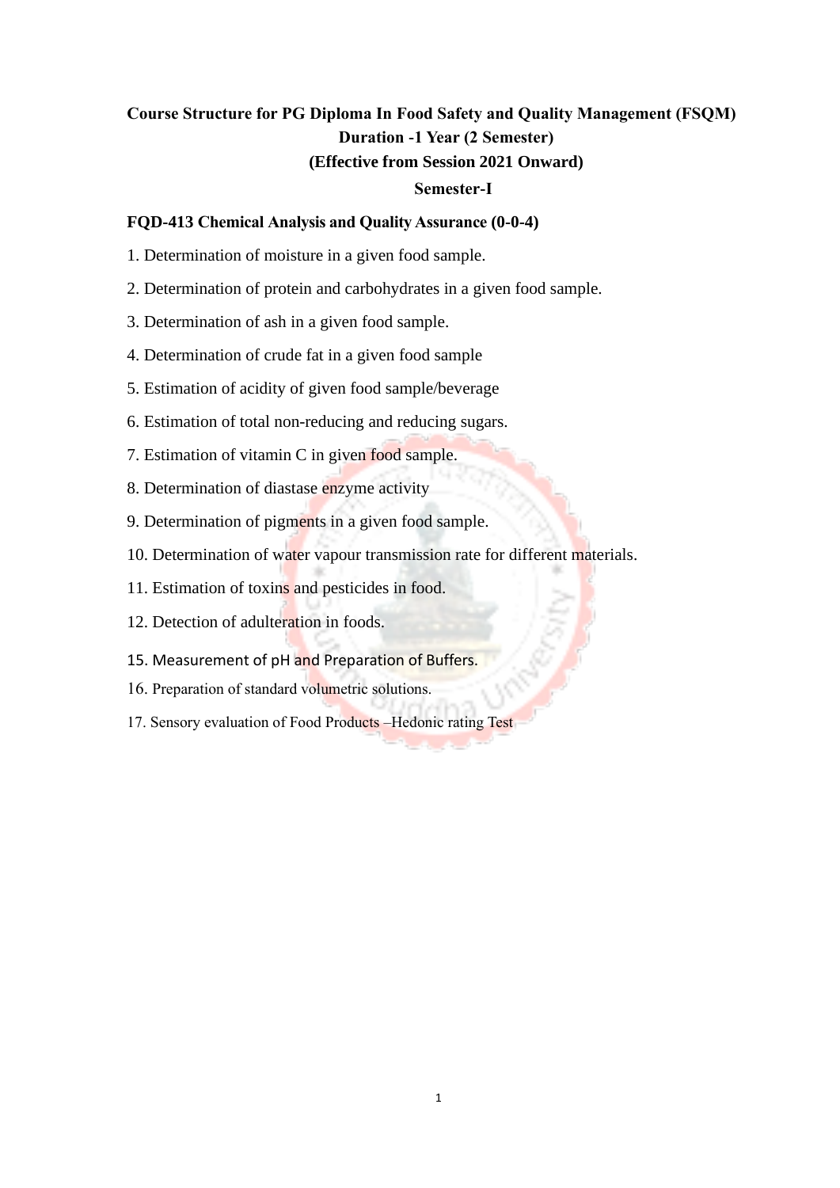**Course Structure for PG Diploma In Food Safety and Quality Management (FSQM)**
**Duration -1 Year (2 Semester)**
**(Effective from Session 2021 Onward)**
**Semester-I**

**FQD-413 Chemical Analysis and Quality Assurance (0-0-4)**

1. Determination of moisture in a given food sample.
2. Determination of protein and carbohydrates in a given food sample.
3. Determination of ash in a given food sample.
4. Determination of crude fat in a given food sample
5. Estimation of acidity of given food sample/beverage
6. Estimation of total non-reducing and reducing sugars.
7. Estimation of vitamin C in given food sample.
8. Determination of diastase enzyme activity
9. Determination of pigments in a given food sample.
10. Determination of water vapour transmission rate for different materials.
11. Estimation of toxins and pesticides in food.
12. Detection of adulteration in foods.

15. Measurement of pH and Preparation of Buffers.
16. Preparation of standard volumetric solutions.
17. Sensory evaluation of Food Products –Hedonic rating Test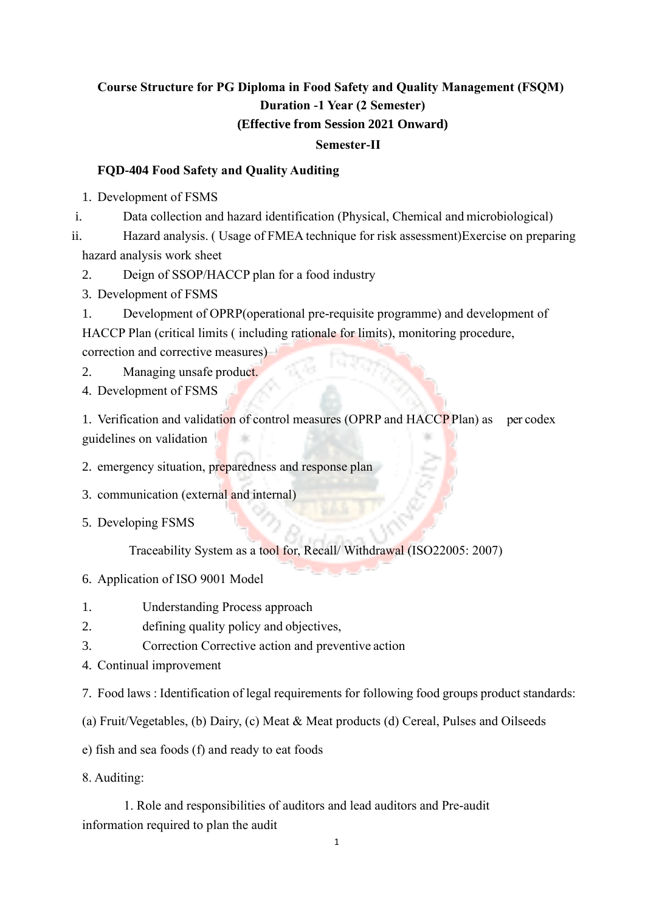**Course Structure for PG Diploma in Food Safety and Quality Management (FSQM)**
**Duration -1 Year (2 Semester)**
**(Effective from Session 2021 Onward)**
**Semester-II**

**FQD-404 Food Safety and Quality Auditing**

1. Development of FSMS

i. Data collection and hazard identification (Physical, Chemical and microbiological)

ii. Hazard analysis. ( Usage of FMEA technique for risk assessment)Exercise on preparing hazard analysis work sheet

2. Deign of SSOP/HACCP plan for a food industry

3. Development of FSMS

1. Development of OPRP(operational pre-requisite programme) and development of HACCP Plan (critical limits ( including rationale for limits), monitoring procedure, correction and corrective measures)

2. Managing unsafe product.

4. Development of FSMS

1. Verification and validation of control measures (OPRP and HACCP Plan) as per codex guidelines on validation

2. emergency situation, preparedness and response plan

3. communication (external and internal)

5. Developing FSMS

Traceability System as a tool for, Recall/ Withdrawal (ISO22005: 2007)

6. Application of ISO 9001 Model

1. Understanding Process approach
2. defining quality policy and objectives,
3. Correction Corrective action and preventive action
4. Continual improvement

7. Food laws : Identification of legal requirements for following food groups product standards:

(a) Fruit/Vegetables, (b) Dairy, (c) Meat & Meat products (d) Cereal, Pulses and Oilseeds

e) fish and sea foods (f) and ready to eat foods

8. Auditing:

1. Role and responsibilities of auditors and lead auditors and Pre-audit information required to plan the audit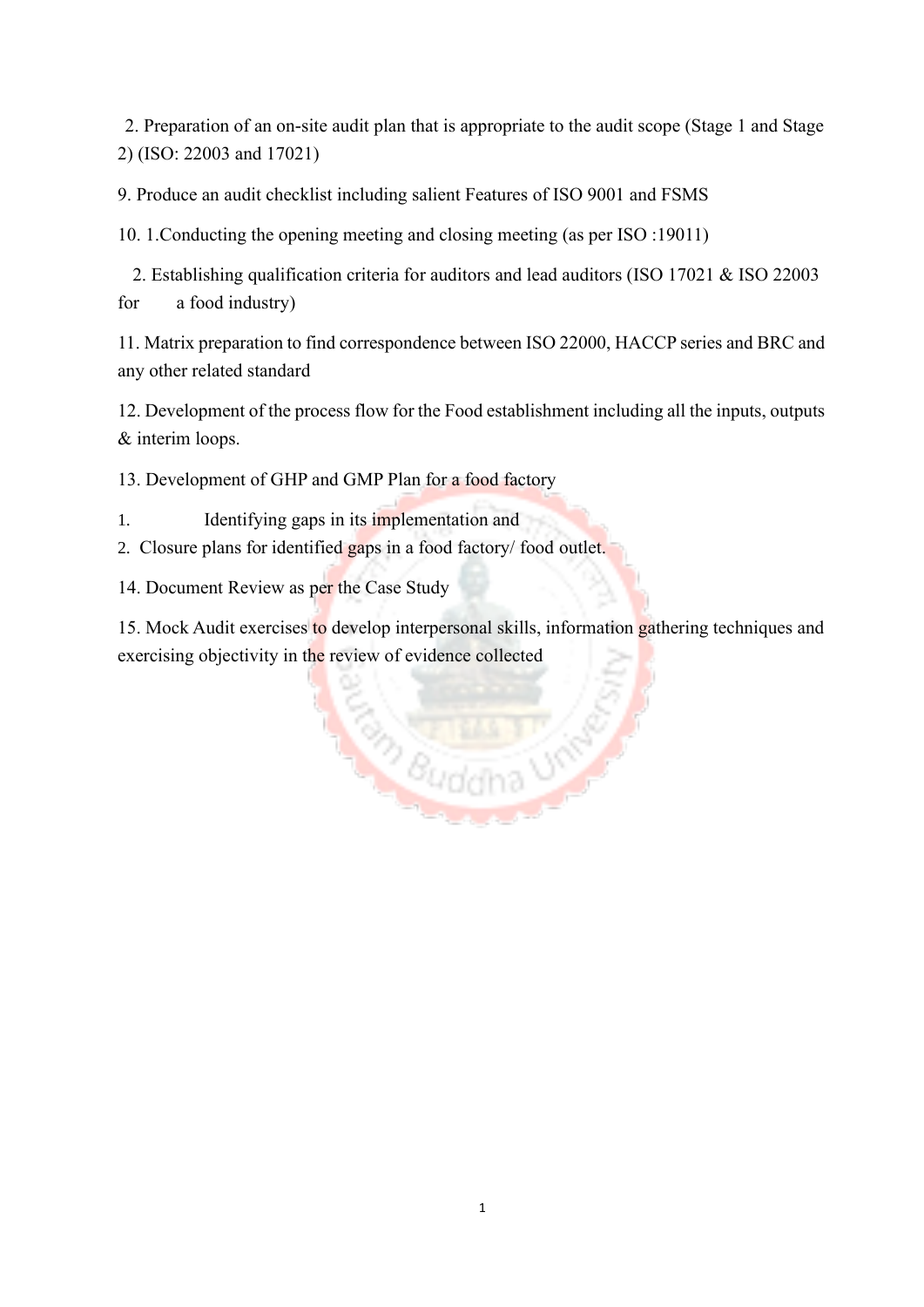2. Preparation of an on-site audit plan that is appropriate to the audit scope (Stage 1 and Stage 2) (ISO: 22003 and 17021)

9. Produce an audit checklist including salient Features of ISO 9001 and FSMS

10. 1.Conducting the opening meeting and closing meeting (as per ISO :19011)

2. Establishing qualification criteria for auditors and lead auditors (ISO 17021 & ISO 22003 for a food industry)

11. Matrix preparation to find correspondence between ISO 22000, HACCP series and BRC and any other related standard

12. Development of the process flow for the Food establishment including all the inputs, outputs & interim loops.

13. Development of GHP and GMP Plan for a food factory

1. Identifying gaps in its implementation and
2. Closure plans for identified gaps in a food factory/ food outlet.

14. Document Review as per the Case Study

15. Mock Audit exercises to develop interpersonal skills, information gathering techniques and exercising objectivity in the review of evidence collected